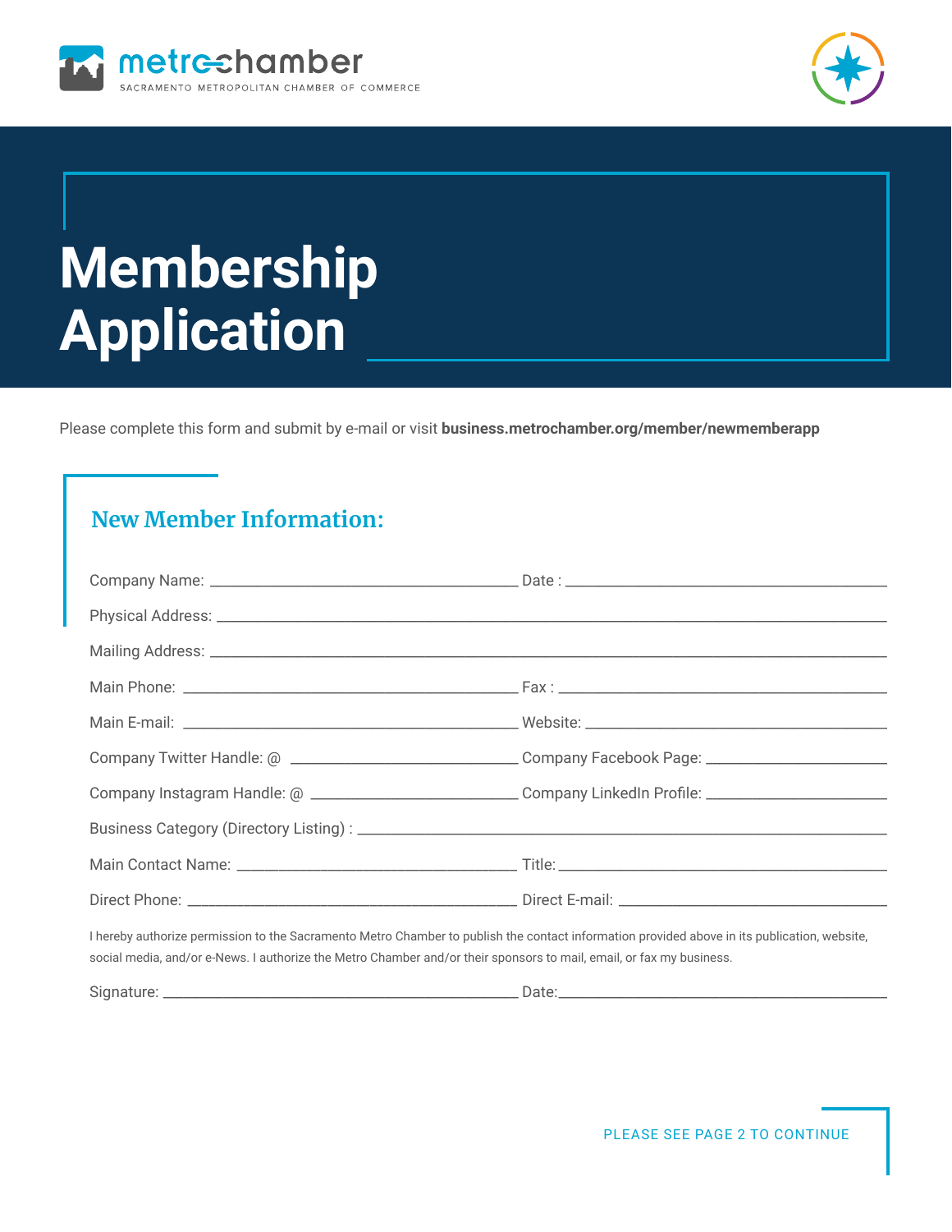metrochamber
SACRAMENTO METROPOLITAN CHAMBER OF COMMERCE

# Membership Application

Please complete this form and submit by e-mail or visit **business.metrochamber.org/member/newmemberapp**

## New Member Information:

Company Name: ______________________________ Date : ______________________________

Physical Address: ______________________________________________________________

Mailing Address: ______________________________________________________________

Main Phone: ______________________________ Fax : ______________________________

Main E-mail: ______________________________ Website: ______________________________

Company Twitter Handle: @ ______________________ Company Facebook Page: ______________________

Company Instagram Handle: @ ______________________ Company LinkedIn Profile: ______________________

Business Category (Directory Listing) : ______________________________________________

Main Contact Name: ______________________________ Title: ______________________________

Direct Phone: ______________________________ Direct E-mail: ______________________________

I hereby authorize permission to the Sacramento Metro Chamber to publish the contact information provided above in its publication, website, social media, and/or e-News. I authorize the Metro Chamber and/or their sponsors to mail, email, or fax my business.

Signature: ______________________________ Date: ______________________________

PLEASE SEE PAGE 2 TO CONTINUE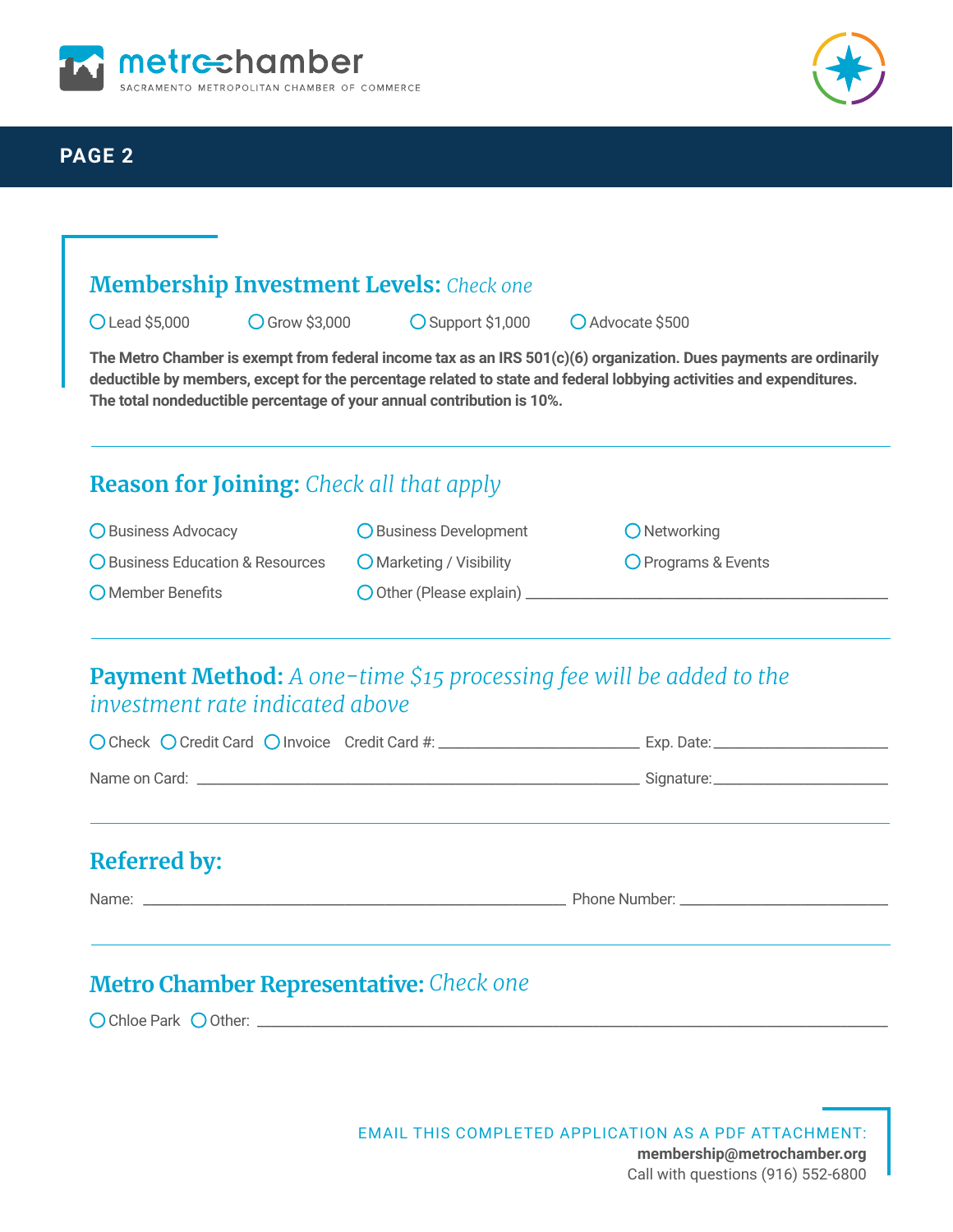metrochamber
SACRAMENTO METROPOLITAN CHAMBER OF COMMERCE

**PAGE 2**

## Membership Investment Levels: *Check one*

○ Lead $5,000 ○ Grow $3,000 ○ Support $1,000 ○ Advocate $500

**The Metro Chamber is exempt from federal income tax as an IRS 501(c)(6) organization. Dues payments are ordinarily deductible by members, except for the percentage related to state and federal lobbying activities and expenditures. The total nondeductible percentage of your annual contribution is 10%.**

## Reason for Joining: *Check all that apply*

○ Business Advocacy ○ Business Development ○ Networking

○ Business Education & Resources ○ Marketing / Visibility ○ Programs & Events

○ Member Benefits ○ Other (Please explain) ______________________________

## Payment Method: *A one-time $15 processing fee will be added to the investment rate indicated above*

○ Check ○ Credit Card ○ Invoice Credit Card #: ____________________ Exp. Date: ________________

Name on Card: ____________________________________________ Signature: ________________

## Referred by:

Name: ____________________________________________ Phone Number: ____________________

## Metro Chamber Representative: *Check one*

○ Chloe Park ○ Other: ____________________________________________

EMAIL THIS COMPLETED APPLICATION AS A PDF ATTACHMENT:
**membership@metrochamber.org**
Call with questions (916) 552-6800